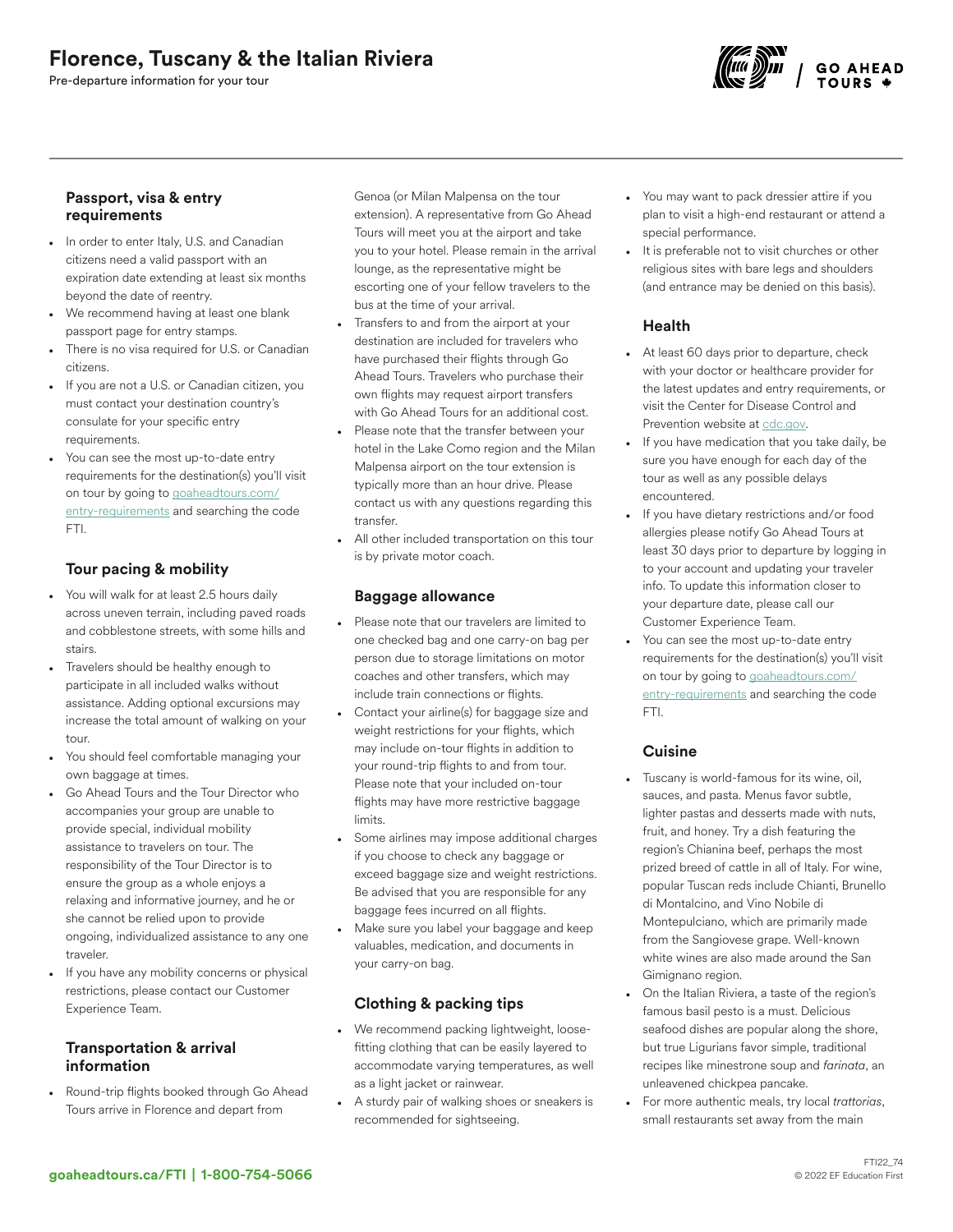# Florence, Tuscany & the Italian Riviera

Pre-departure information for your tour

## Passport, visa & entry requirements

- In order to enter Italy, U.S. and Canadian citizens need a valid passport with an expiration date extending at least six months beyond the date of reentry.
- We recommend having at least one blank passport page for entry stamps.
- There is no visa required for U.S. or Canadian citizens.
- If you are not a U.S. or Canadian citizen, you must contact your destination country's consulate for your specific entry requirements.
- You can see the most up-to-date entry requirements for the destination(s) you'll visit on tour by going to goaheadtours.com/entry-requirements and searching the code FTI.

## Tour pacing & mobility

- You will walk for at least 2.5 hours daily across uneven terrain, including paved roads and cobblestone streets, with some hills and stairs.
- Travelers should be healthy enough to participate in all included walks without assistance. Adding optional excursions may increase the total amount of walking on your tour.
- You should feel comfortable managing your own baggage at times.
- Go Ahead Tours and the Tour Director who accompanies your group are unable to provide special, individual mobility assistance to travelers on tour. The responsibility of the Tour Director is to ensure the group as a whole enjoys a relaxing and informative journey, and he or she cannot be relied upon to provide ongoing, individualized assistance to any one traveler.
- If you have any mobility concerns or physical restrictions, please contact our Customer Experience Team.

## Transportation & arrival information

- Round-trip flights booked through Go Ahead Tours arrive in Florence and depart from Genoa (or Milan Malpensa on the tour extension). A representative from Go Ahead Tours will meet you at the airport and take you to your hotel. Please remain in the arrival lounge, as the representative might be escorting one of your fellow travelers to the bus at the time of your arrival.
- Transfers to and from the airport at your destination are included for travelers who have purchased their flights through Go Ahead Tours. Travelers who purchase their own flights may request airport transfers with Go Ahead Tours for an additional cost.
- Please note that the transfer between your hotel in the Lake Como region and the Milan Malpensa airport on the tour extension is typically more than an hour drive. Please contact us with any questions regarding this transfer.
- All other included transportation on this tour is by private motor coach.

## Baggage allowance

- Please note that our travelers are limited to one checked bag and one carry-on bag per person due to storage limitations on motor coaches and other transfers, which may include train connections or flights.
- Contact your airline(s) for baggage size and weight restrictions for your flights, which may include on-tour flights in addition to your round-trip flights to and from tour. Please note that your included on-tour flights may have more restrictive baggage limits.
- Some airlines may impose additional charges if you choose to check any baggage or exceed baggage size and weight restrictions. Be advised that you are responsible for any baggage fees incurred on all flights.
- Make sure you label your baggage and keep valuables, medication, and documents in your carry-on bag.

## Clothing & packing tips

- We recommend packing lightweight, loose-fitting clothing that can be easily layered to accommodate varying temperatures, as well as a light jacket or rainwear.
- A sturdy pair of walking shoes or sneakers is recommended for sightseeing.
- You may want to pack dressier attire if you plan to visit a high-end restaurant or attend a special performance.
- It is preferable not to visit churches or other religious sites with bare legs and shoulders (and entrance may be denied on this basis).

## Health

- At least 60 days prior to departure, check with your doctor or healthcare provider for the latest updates and entry requirements, or visit the Center for Disease Control and Prevention website at cdc.gov.
- If you have medication that you take daily, be sure you have enough for each day of the tour as well as any possible delays encountered.
- If you have dietary restrictions and/or food allergies please notify Go Ahead Tours at least 30 days prior to departure by logging in to your account and updating your traveler info. To update this information closer to your departure date, please call our Customer Experience Team.
- You can see the most up-to-date entry requirements for the destination(s) you'll visit on tour by going to goaheadtours.com/entry-requirements and searching the code FTI.

## Cuisine

- Tuscany is world-famous for its wine, oil, sauces, and pasta. Menus favor subtle, lighter pastas and desserts made with nuts, fruit, and honey. Try a dish featuring the region's Chianina beef, perhaps the most prized breed of cattle in all of Italy. For wine, popular Tuscan reds include Chianti, Brunello di Montalcino, and Vino Nobile di Montepulciano, which are primarily made from the Sangiovese grape. Well-known white wines are also made around the San Gimignano region.
- On the Italian Riviera, a taste of the region's famous basil pesto is a must. Delicious seafood dishes are popular along the shore, but true Ligurians favor simple, traditional recipes like minestrone soup and *farinata*, an unleavened chickpea pancake.
- For more authentic meals, try local *trattorias*, small restaurants set away from the main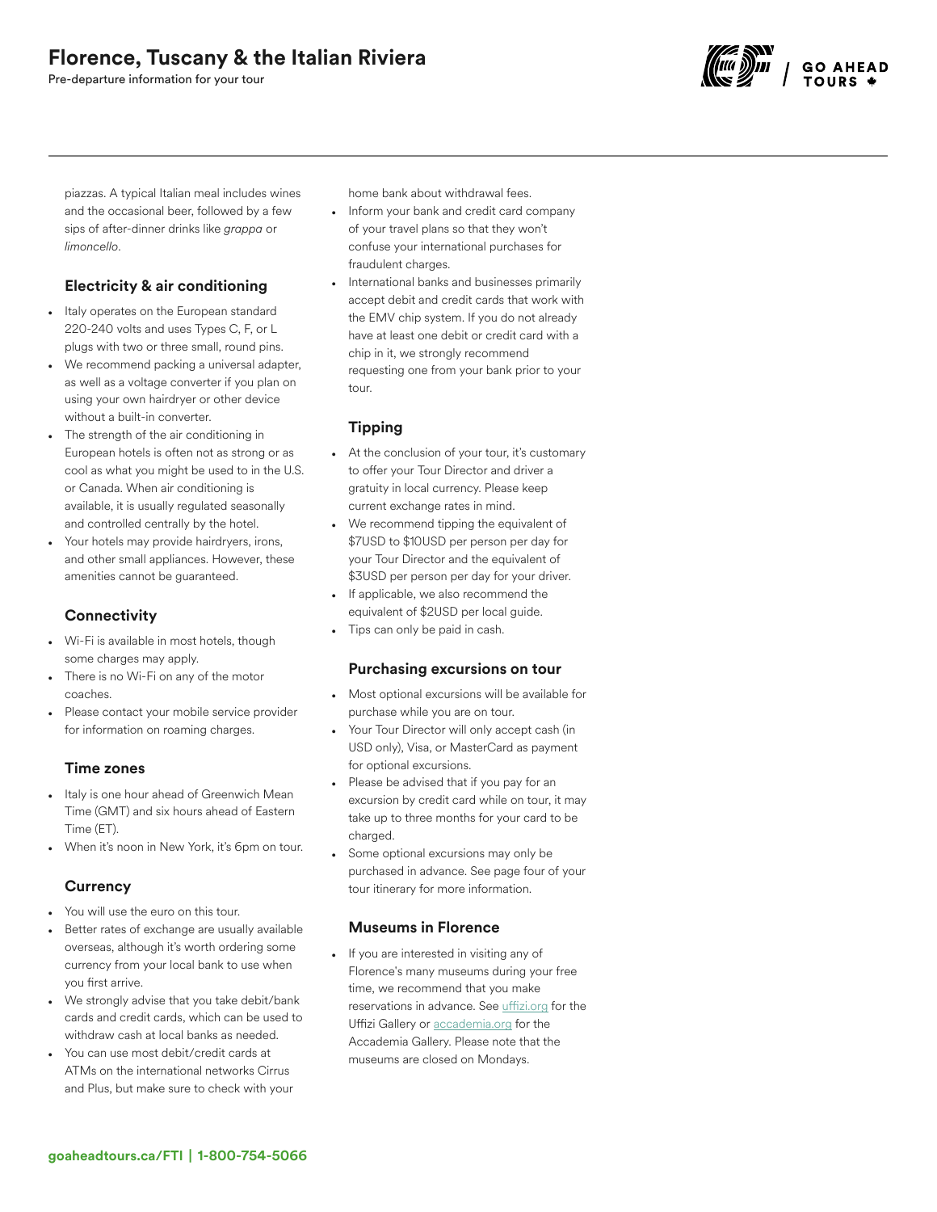piazzas. A typical Italian meal includes wines and the occasional beer, followed by a few sips of after-dinner drinks like *grappa* or *limoncello*.

### Electricity & air conditioning

- Italy operates on the European standard 220-240 volts and uses Types C, F, or L plugs with two or three small, round pins.
- We recommend packing a universal adapter, as well as a voltage converter if you plan on using your own hairdryer or other device without a built-in converter.
- The strength of the air conditioning in European hotels is often not as strong or as cool as what you might be used to in the U.S. or Canada. When air conditioning is available, it is usually regulated seasonally and controlled centrally by the hotel.
- Your hotels may provide hairdryers, irons, and other small appliances. However, these amenities cannot be guaranteed.

### Connectivity

- Wi-Fi is available in most hotels, though some charges may apply.
- There is no Wi-Fi on any of the motor coaches.
- Please contact your mobile service provider for information on roaming charges.

### Time zones

- Italy is one hour ahead of Greenwich Mean Time (GMT) and six hours ahead of Eastern Time (ET).
- When it's noon in New York, it's 6pm on tour.

### Currency

- You will use the euro on this tour.
- Better rates of exchange are usually available overseas, although it's worth ordering some currency from your local bank to use when you first arrive.
- We strongly advise that you take debit/bank cards and credit cards, which can be used to withdraw cash at local banks as needed.
- You can use most debit/credit cards at ATMs on the international networks Cirrus and Plus, but make sure to check with your home bank about withdrawal fees.
- Inform your bank and credit card company of your travel plans so that they won't confuse your international purchases for fraudulent charges.
- International banks and businesses primarily accept debit and credit cards that work with the EMV chip system. If you do not already have at least one debit or credit card with a chip in it, we strongly recommend requesting one from your bank prior to your tour.

### Tipping

- At the conclusion of your tour, it's customary to offer your Tour Director and driver a gratuity in local currency. Please keep current exchange rates in mind.
- We recommend tipping the equivalent of $7USD to $10USD per person per day for your Tour Director and the equivalent of $3USD per person per day for your driver.
- If applicable, we also recommend the equivalent of $2USD per local guide.
- Tips can only be paid in cash.

### Purchasing excursions on tour

- Most optional excursions will be available for purchase while you are on tour.
- Your Tour Director will only accept cash (in USD only), Visa, or MasterCard as payment for optional excursions.
- Please be advised that if you pay for an excursion by credit card while on tour, it may take up to three months for your card to be charged.
- Some optional excursions may only be purchased in advance. See page four of your tour itinerary for more information.

### Museums in Florence

- If you are interested in visiting any of Florence's many museums during your free time, we recommend that you make reservations in advance. See uffizi.org for the Uffizi Gallery or accademia.org for the Accademia Gallery. Please note that the museums are closed on Mondays.